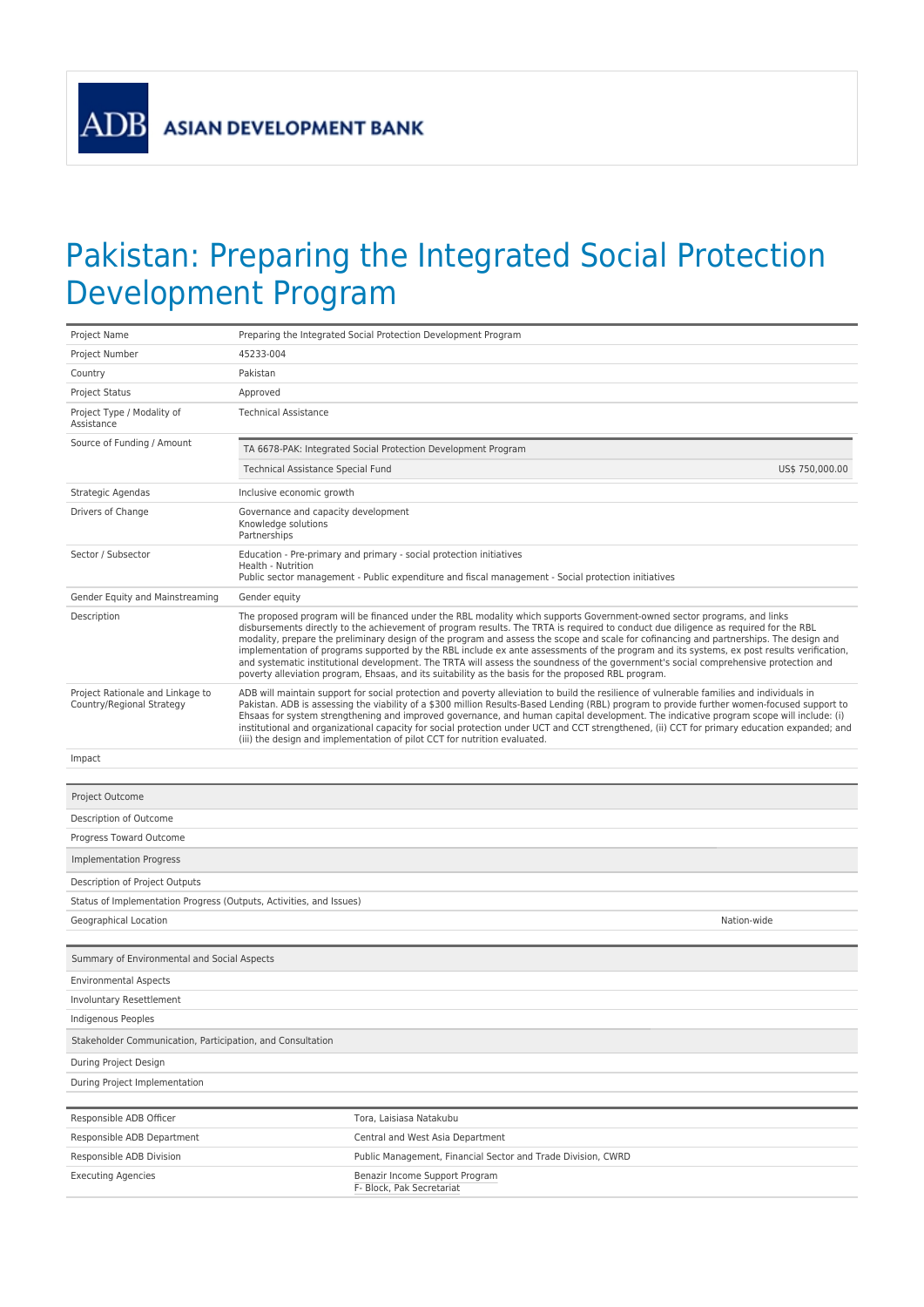ADB ASIAN DEVELOPMENT BANK

# Pakistan: Preparing the Integrated Social Protection Development Program

| | |
|---|---|
| Project Name | Preparing the Integrated Social Protection Development Program |
| Project Number | 45233-004 |
| Country | Pakistan |
| Project Status | Approved |
| Project Type / Modality of Assistance | Technical Assistance |
| Source of Funding / Amount | TA 6678-PAK: Integrated Social Protection Development Program<br>Technical Assistance Special Fund US$ 750,000.00 |
| Strategic Agendas | Inclusive economic growth |
| Drivers of Change | Governance and capacity development<br>Knowledge solutions<br>Partnerships |
| Sector / Subsector | Education - Pre-primary and primary - social protection initiatives<br>Health - Nutrition<br>Public sector management - Public expenditure and fiscal management - Social protection initiatives |
| Gender Equity and Mainstreaming | Gender equity |
| Description | The proposed program will be financed under the RBL modality which supports Government-owned sector programs, and links disbursements directly to the achievement of program results. The TRTA is required to conduct due diligence as required for the RBL modality, prepare the preliminary design of the program and assess the scope and scale for cofinancing and partnerships. The design and implementation of programs supported by the RBL include ex ante assessments of the program and its systems, ex post results verification, and systematic institutional development. The TRTA will assess the soundness of the government's social comprehensive protection and poverty alleviation program, Ehsaas, and its suitability as the basis for the proposed RBL program. |
| Project Rationale and Linkage to Country/Regional Strategy | ADB will maintain support for social protection and poverty alleviation to build the resilience of vulnerable families and individuals in Pakistan. ADB is assessing the viability of a $300 million Results-Based Lending (RBL) program to provide further women-focused support to Ehsaas for system strengthening and improved governance, and human capital development. The indicative program scope will include: (i) institutional and organizational capacity for social protection under UCT and CCT strengthened, (ii) CCT for primary education expanded; and (iii) the design and implementation of pilot CCT for nutrition evaluated. |
| Impact | |

| | |
|---|---|
| Project Outcome | |
| Description of Outcome | |
| Progress Toward Outcome | |
| Implementation Progress | |
| Description of Project Outputs | |
| Status of Implementation Progress (Outputs, Activities, and Issues) | |
| Geographical Location | Nation-wide |

| | |
|---|---|
| Summary of Environmental and Social Aspects | |
| Environmental Aspects | |
| Involuntary Resettlement | |
| Indigenous Peoples | |
| Stakeholder Communication, Participation, and Consultation | |
| During Project Design | |
| During Project Implementation | |

| | |
|---|---|
| Responsible ADB Officer | Tora, Laisiasa Natakubu |
| Responsible ADB Department | Central and West Asia Department |
| Responsible ADB Division | Public Management, Financial Sector and Trade Division, CWRD |
| Executing Agencies | Benazir Income Support Program<br>F- Block, Pak Secretariat |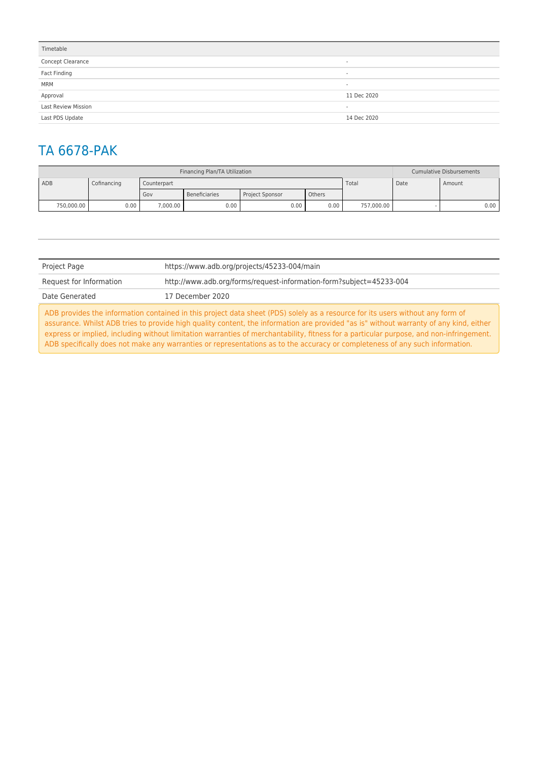| Timetable | |
| --- | --- |
| Concept Clearance | - |
| Fact Finding | - |
| MRM | - |
| Approval | 11 Dec 2020 |
| Last Review Mission | - |
| Last PDS Update | 14 Dec 2020 |

## TA 6678-PAK

| Financing Plan/TA Utilization | | | | | | | | Cumulative Disbursements | |
| --- | --- | --- | --- | --- | --- | --- | --- | --- | --- |
| ADB | Cofinancing | Counterpart | | | | Total | | Date | Amount |
| | | Gov | Beneficiaries | Project Sponsor | Others | | | | |
| 750,000.00 | 0.00 | 7,000.00 | 0.00 | 0.00 | 0.00 | 757,000.00 | | - | 0.00 |

| | |
| --- | --- |
| Project Page | https://www.adb.org/projects/45233-004/main |
| Request for Information | http://www.adb.org/forms/request-information-form?subject=45233-004 |
| Date Generated | 17 December 2020 |

ADB provides the information contained in this project data sheet (PDS) solely as a resource for its users without any form of assurance. Whilst ADB tries to provide high quality content, the information are provided "as is" without warranty of any kind, either express or implied, including without limitation warranties of merchantability, fitness for a particular purpose, and non-infringement. ADB specifically does not make any warranties or representations as to the accuracy or completeness of any such information.